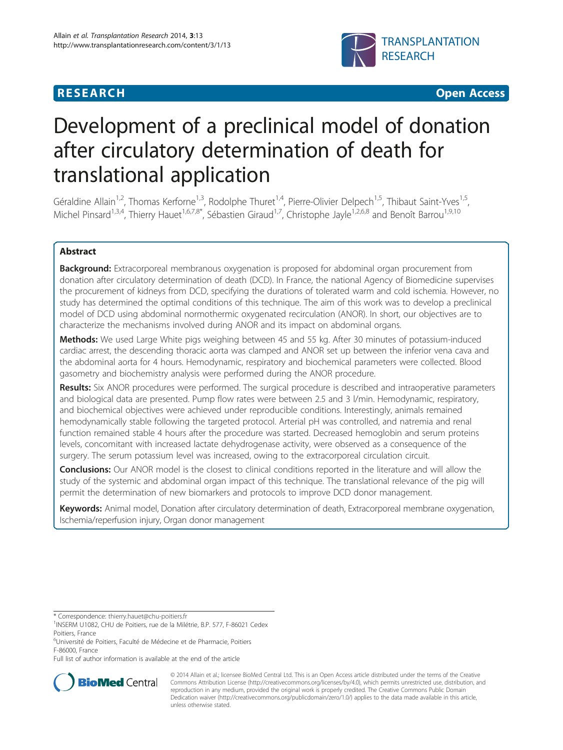**RESEARCH** **Open Access**

# Development of a preclinical model of donation after circulatory determination of death for translational application

Géraldine Allain[1,2], Thomas Kerforne[1,3], Rodolphe Thuret[1,4], Pierre-Olivier Delpech[1,5], Thibaut Saint-Yves[1,5], Michel Pinsard[1,3,4], Thierry Hauet[1,6,7,8*], Sébastien Giraud[1,7], Christophe Jayle[1,2,6,8] and Benoît Barrou[1,9,10]

## Abstract

**Background:** Extracorporeal membranous oxygenation is proposed for abdominal organ procurement from donation after circulatory determination of death (DCD). In France, the national Agency of Biomedicine supervises the procurement of kidneys from DCD, specifying the durations of tolerated warm and cold ischemia. However, no study has determined the optimal conditions of this technique. The aim of this work was to develop a preclinical model of DCD using abdominal normothermic oxygenated recirculation (ANOR). In short, our objectives are to characterize the mechanisms involved during ANOR and its impact on abdominal organs.

**Methods:** We used Large White pigs weighing between 45 and 55 kg. After 30 minutes of potassium-induced cardiac arrest, the descending thoracic aorta was clamped and ANOR set up between the inferior vena cava and the abdominal aorta for 4 hours. Hemodynamic, respiratory and biochemical parameters were collected. Blood gasometry and biochemistry analysis were performed during the ANOR procedure.

**Results:** Six ANOR procedures were performed. The surgical procedure is described and intraoperative parameters and biological data are presented. Pump flow rates were between 2.5 and 3 l/min. Hemodynamic, respiratory, and biochemical objectives were achieved under reproducible conditions. Interestingly, animals remained hemodynamically stable following the targeted protocol. Arterial pH was controlled, and natremia and renal function remained stable 4 hours after the procedure was started. Decreased hemoglobin and serum proteins levels, concomitant with increased lactate dehydrogenase activity, were observed as a consequence of the surgery. The serum potassium level was increased, owing to the extracorporeal circulation circuit.

**Conclusions:** Our ANOR model is the closest to clinical conditions reported in the literature and will allow the study of the systemic and abdominal organ impact of this technique. The translational relevance of the pig will permit the determination of new biomarkers and protocols to improve DCD donor management.

**Keywords:** Animal model, Donation after circulatory determination of death, Extracorporeal membrane oxygenation, Ischemia/reperfusion injury, Organ donor management

---

\* Correspondence: thierry.hauet@chu-poitiers.fr
[1]INSERM U1082, CHU de Poitiers, rue de la Milétrie, B.P. 577, F-86021 Cedex Poitiers, France
[6]Université de Poitiers, Faculté de Médecine et de Pharmacie, Poitiers F-86000, France
Full list of author information is available at the end of the article

© 2014 Allain et al.; licensee BioMed Central Ltd. This is an Open Access article distributed under the terms of the Creative Commons Attribution License (http://creativecommons.org/licenses/by/4.0), which permits unrestricted use, distribution, and reproduction in any medium, provided the original work is properly credited. The Creative Commons Public Domain Dedication waiver (http://creativecommons.org/publicdomain/zero/1.0/) applies to the data made available in this article, unless otherwise stated.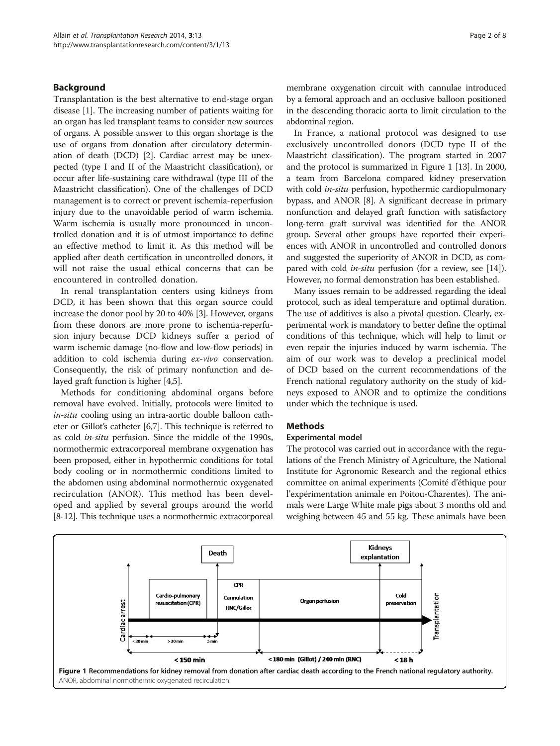## Background

Transplantation is the best alternative to end-stage organ disease [1]. The increasing number of patients waiting for an organ has led transplant teams to consider new sources of organs. A possible answer to this organ shortage is the use of organs from donation after circulatory determination of death (DCD) [2]. Cardiac arrest may be unexpected (type I and II of the Maastricht classification), or occur after life-sustaining care withdrawal (type III of the Maastricht classification). One of the challenges of DCD management is to correct or prevent ischemia-reperfusion injury due to the unavoidable period of warm ischemia. Warm ischemia is usually more pronounced in uncontrolled donation and it is of utmost importance to define an effective method to limit it. As this method will be applied after death certification in uncontrolled donors, it will not raise the usual ethical concerns that can be encountered in controlled donation.

In renal transplantation centers using kidneys from DCD, it has been shown that this organ source could increase the donor pool by 20 to 40% [3]. However, organs from these donors are more prone to ischemia-reperfusion injury because DCD kidneys suffer a period of warm ischemic damage (no-flow and low-flow periods) in addition to cold ischemia during *ex-vivo* conservation. Consequently, the risk of primary nonfunction and delayed graft function is higher [4,5].

Methods for conditioning abdominal organs before removal have evolved. Initially, protocols were limited to *in-situ* cooling using an intra-aortic double balloon catheter or Gillot's catheter [6,7]. This technique is referred to as cold *in-situ* perfusion. Since the middle of the 1990s, normothermic extracorporeal membrane oxygenation has been proposed, either in hypothermic conditions for total body cooling or in normothermic conditions limited to the abdomen using abdominal normothermic oxygenated recirculation (ANOR). This method has been developed and applied by several groups around the world [8-12]. This technique uses a normothermic extracorporeal membrane oxygenation circuit with cannulae introduced by a femoral approach and an occlusive balloon positioned in the descending thoracic aorta to limit circulation to the abdominal region.

In France, a national protocol was designed to use exclusively uncontrolled donors (DCD type II of the Maastricht classification). The program started in 2007 and the protocol is summarized in Figure 1 [13]. In 2000, a team from Barcelona compared kidney preservation with cold *in-situ* perfusion, hypothermic cardiopulmonary bypass, and ANOR [8]. A significant decrease in primary nonfunction and delayed graft function with satisfactory long-term graft survival was identified for the ANOR group. Several other groups have reported their experiences with ANOR in uncontrolled and controlled donors and suggested the superiority of ANOR in DCD, as compared with cold *in-situ* perfusion (for a review, see [14]). However, no formal demonstration has been established.

Many issues remain to be addressed regarding the ideal protocol, such as ideal temperature and optimal duration. The use of additives is also a pivotal question. Clearly, experimental work is mandatory to better define the optimal conditions of this technique, which will help to limit or even repair the injuries induced by warm ischemia. The aim of our work was to develop a preclinical model of DCD based on the current recommendations of the French national regulatory authority on the study of kidneys exposed to ANOR and to optimize the conditions under which the technique is used.

## Methods

### Experimental model

The protocol was carried out in accordance with the regulations of the French Ministry of Agriculture, the National Institute for Agronomic Research and the regional ethics committee on animal experiments (Comité d'éthique pour l'expérimentation animale en Poitou-Charentes). The animals were Large White male pigs about 3 months old and weighing between 45 and 55 kg. These animals have been

**Figure 1** Recommendations for kidney removal from donation after cardiac death according to the French national regulatory authority. ANOR, abdominal normothermic oxygenated recirculation.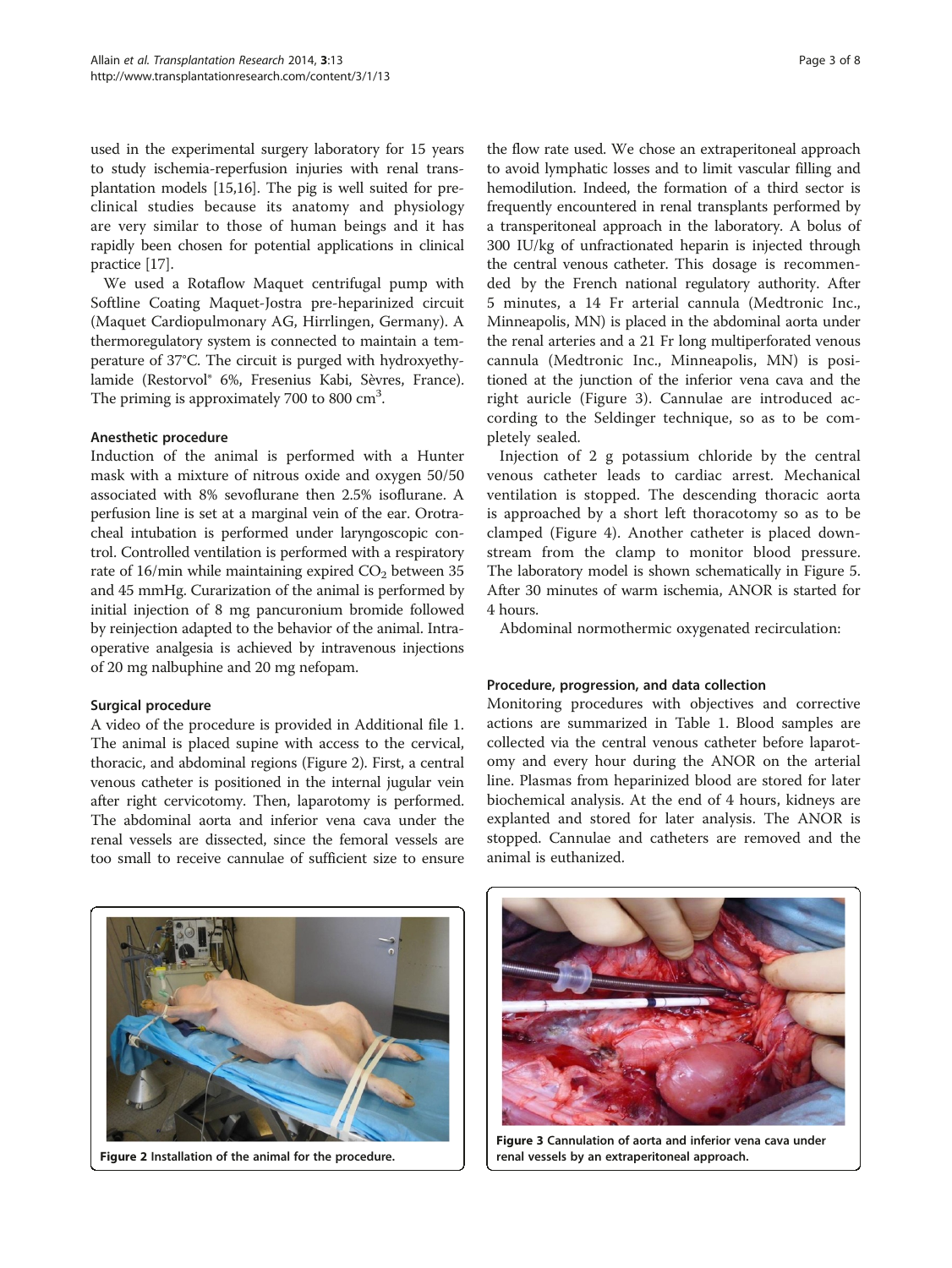used in the experimental surgery laboratory for 15 years to study ischemia-reperfusion injuries with renal transplantation models [15,16]. The pig is well suited for preclinical studies because its anatomy and physiology are very similar to those of human beings and it has rapidly been chosen for potential applications in clinical practice [17].

We used a Rotaflow Maquet centrifugal pump with Softline Coating Maquet-Jostra pre-heparinized circuit (Maquet Cardiopulmonary AG, Hirrlingen, Germany). A thermoregulatory system is connected to maintain a temperature of 37°C. The circuit is purged with hydroxyethylamide (Restorvol® 6%, Fresenius Kabi, Sèvres, France). The priming is approximately 700 to 800 $cm^3$.

### Anesthetic procedure

Induction of the animal is performed with a Hunter mask with a mixture of nitrous oxide and oxygen 50/50 associated with 8% sevoflurane then 2.5% isoflurane. A perfusion line is set at a marginal vein of the ear. Orotracheal intubation is performed under laryngoscopic control. Controlled ventilation is performed with a respiratory rate of 16/min while maintaining expired $CO_2$ between 35 and 45 mmHg. Curarization of the animal is performed by initial injection of 8 mg pancuronium bromide followed by reinjection adapted to the behavior of the animal. Intraoperative analgesia is achieved by intravenous injections of 20 mg nalbuphine and 20 mg nefopam.

### Surgical procedure

A video of the procedure is provided in Additional file 1. The animal is placed supine with access to the cervical, thoracic, and abdominal regions (Figure 2). First, a central venous catheter is positioned in the internal jugular vein after right cervicotomy. Then, laparotomy is performed. The abdominal aorta and inferior vena cava under the renal vessels are dissected, since the femoral vessels are too small to receive cannulae of sufficient size to ensure the flow rate used. We chose an extraperitoneal approach to avoid lymphatic losses and to limit vascular filling and hemodilution. Indeed, the formation of a third sector is frequently encountered in renal transplants performed by a transperitoneal approach in the laboratory. A bolus of 300 IU/kg of unfractionated heparin is injected through the central venous catheter. This dosage is recommended by the French national regulatory authority. After 5 minutes, a 14 Fr arterial cannula (Medtronic Inc., Minneapolis, MN) is placed in the abdominal aorta under the renal arteries and a 21 Fr long multiperforated venous cannula (Medtronic Inc., Minneapolis, MN) is positioned at the junction of the inferior vena cava and the right auricle (Figure 3). Cannulae are introduced according to the Seldinger technique, so as to be completely sealed.

Injection of 2 g potassium chloride by the central venous catheter leads to cardiac arrest. Mechanical ventilation is stopped. The descending thoracic aorta is approached by a short left thoracotomy so as to be clamped (Figure 4). Another catheter is placed downstream from the clamp to monitor blood pressure. The laboratory model is shown schematically in Figure 5. After 30 minutes of warm ischemia, ANOR is started for 4 hours.

Abdominal normothermic oxygenated recirculation:

### Procedure, progression, and data collection

Monitoring procedures with objectives and corrective actions are summarized in Table 1. Blood samples are collected via the central venous catheter before laparotomy and every hour during the ANOR on the arterial line. Plasmas from heparinized blood are stored for later biochemical analysis. At the end of 4 hours, kidneys are explanted and stored for later analysis. The ANOR is stopped. Cannulae and catheters are removed and the animal is euthanized.

**Figure 2** Installation of the animal for the procedure.

**Figure 3** Cannulation of aorta and inferior vena cava under renal vessels by an extraperitoneal approach.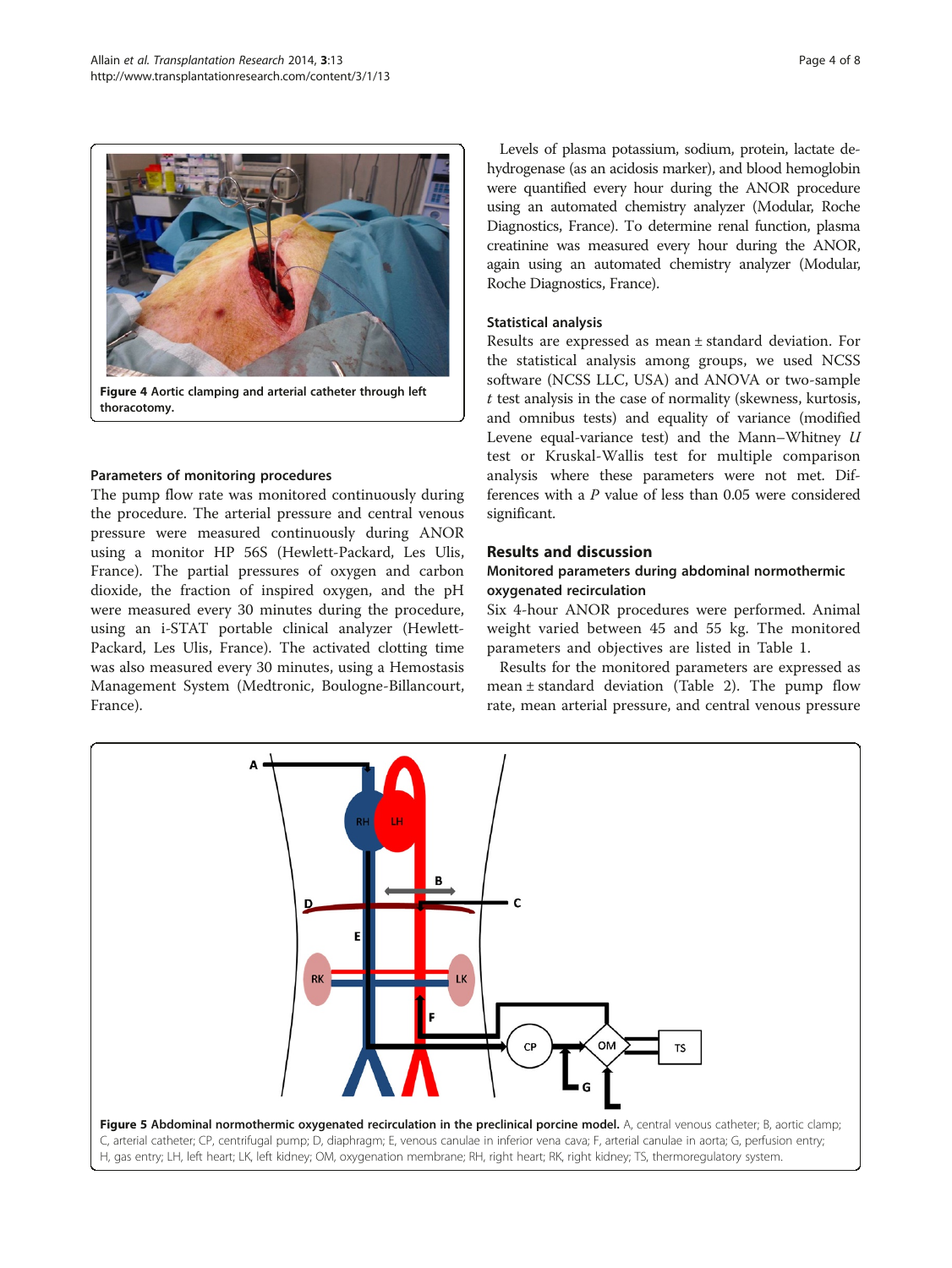Figure 4 Aortic clamping and arterial catheter through left thoracotomy.

### Parameters of monitoring procedures

The pump flow rate was monitored continuously during the procedure. The arterial pressure and central venous pressure were measured continuously during ANOR using a monitor HP 56S (Hewlett-Packard, Les Ulis, France). The partial pressures of oxygen and carbon dioxide, the fraction of inspired oxygen, and the pH were measured every 30 minutes during the procedure, using an i-STAT portable clinical analyzer (Hewlett-Packard, Les Ulis, France). The activated clotting time was also measured every 30 minutes, using a Hemostasis Management System (Medtronic, Boulogne-Billancourt, France).

Levels of plasma potassium, sodium, protein, lactate dehydrogenase (as an acidosis marker), and blood hemoglobin were quantified every hour during the ANOR procedure using an automated chemistry analyzer (Modular, Roche Diagnostics, France). To determine renal function, plasma creatinine was measured every hour during the ANOR, again using an automated chemistry analyzer (Modular, Roche Diagnostics, France).

### Statistical analysis

Results are expressed as mean ± standard deviation. For the statistical analysis among groups, we used NCSS software (NCSS LLC, USA) and ANOVA or two-sample *t* test analysis in the case of normality (skewness, kurtosis, and omnibus tests) and equality of variance (modified Levene equal-variance test) and the Mann–Whitney *U* test or Kruskal-Wallis test for multiple comparison analysis where these parameters were not met. Differences with a *P* value of less than 0.05 were considered significant.

## Results and discussion

### Monitored parameters during abdominal normothermic oxygenated recirculation

Six 4-hour ANOR procedures were performed. Animal weight varied between 45 and 55 kg. The monitored parameters and objectives are listed in Table 1.

Results for the monitored parameters are expressed as mean ± standard deviation (Table 2). The pump flow rate, mean arterial pressure, and central venous pressure

Figure 5 Abdominal normothermic oxygenated recirculation in the preclinical porcine model. A, central venous catheter; B, aortic clamp; C, arterial catheter; CP, centrifugal pump; D, diaphragm; E, venous canulae in inferior vena cava; F, arterial canulae in aorta; G, perfusion entry; H, gas entry; LH, left heart; LK, left kidney; OM, oxygenation membrane; RH, right heart; RK, right kidney; TS, thermoregulatory system.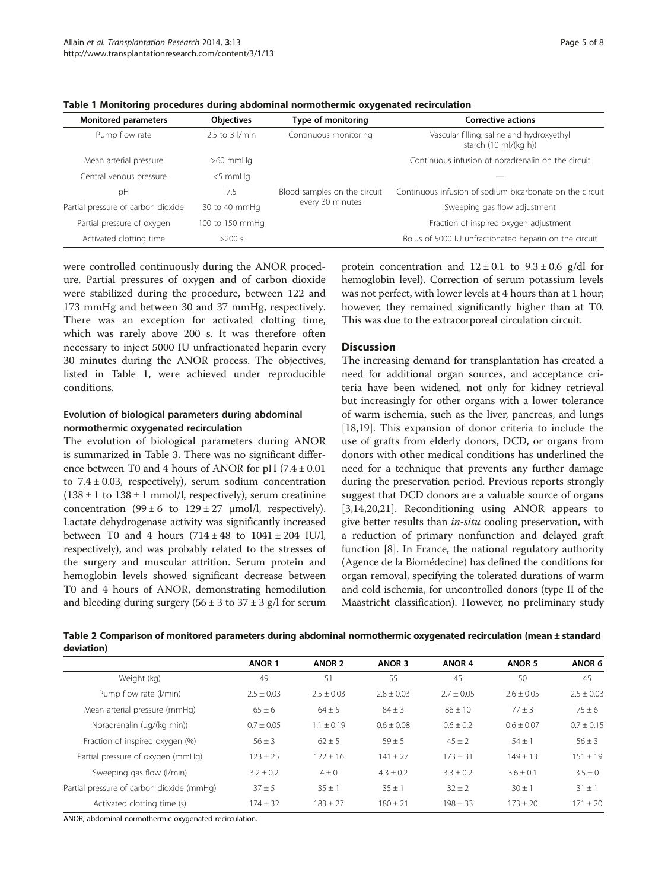**Table 1 Monitoring procedures during abdominal normothermic oxygenated recirculation**

| Monitored parameters | Objectives | Type of monitoring | Corrective actions |
|---|---|---|---|
| Pump flow rate | 2.5 to 3 l/min | Continuous monitoring | Vascular filling: saline and hydroxyethyl starch (10 ml/(kg h)) |
| Mean arterial pressure | >60 mmHg | | Continuous infusion of noradrenalin on the circuit |
| Central venous pressure | <5 mmHg | | — |
| pH | 7.5 | Blood samples on the circuit every 30 minutes | Continuous infusion of sodium bicarbonate on the circuit |
| Partial pressure of carbon dioxide | 30 to 40 mmHg | | Sweeping gas flow adjustment |
| Partial pressure of oxygen | 100 to 150 mmHg | | Fraction of inspired oxygen adjustment |
| Activated clotting time | >200 s | | Bolus of 5000 IU unfractionated heparin on the circuit |

were controlled continuously during the ANOR procedure. Partial pressures of oxygen and of carbon dioxide were stabilized during the procedure, between 122 and 173 mmHg and between 30 and 37 mmHg, respectively. There was an exception for activated clotting time, which was rarely above 200 s. It was therefore often necessary to inject 5000 IU unfractionated heparin every 30 minutes during the ANOR process. The objectives, listed in Table 1, were achieved under reproducible conditions.

### Evolution of biological parameters during abdominal normothermic oxygenated recirculation

The evolution of biological parameters during ANOR is summarized in Table 3. There was no significant difference between T0 and 4 hours of ANOR for pH ($7.4 \pm 0.01$ to $7.4 \pm 0.03$, respectively), serum sodium concentration ($138 \pm 1$ to $138 \pm 1$ mmol/l, respectively), serum creatinine concentration ($99 \pm 6$ to $129 \pm 27$ μmol/l, respectively). Lactate dehydrogenase activity was significantly increased between T0 and 4 hours ($714 \pm 48$ to $1041 \pm 204$ IU/l, respectively), and was probably related to the stresses of the surgery and muscular attrition. Serum protein and hemoglobin levels showed significant decrease between T0 and 4 hours of ANOR, demonstrating hemodilution and bleeding during surgery ($56 \pm 3$ to $37 \pm 3$ g/l for serum protein concentration and $12 \pm 0.1$ to $9.3 \pm 0.6$ g/dl for hemoglobin level). Correction of serum potassium levels was not perfect, with lower levels at 4 hours than at 1 hour; however, they remained significantly higher than at T0. This was due to the extracorporeal circulation circuit.

## Discussion

The increasing demand for transplantation has created a need for additional organ sources, and acceptance criteria have been widened, not only for kidney retrieval but increasingly for other organs with a lower tolerance of warm ischemia, such as the liver, pancreas, and lungs [18,19]. This expansion of donor criteria to include the use of grafts from elderly donors, DCD, or organs from donors with other medical conditions has underlined the need for a technique that prevents any further damage during the preservation period. Previous reports strongly suggest that DCD donors are a valuable source of organs [3,14,20,21]. Reconditioning using ANOR appears to give better results than *in-situ* cooling preservation, with a reduction of primary nonfunction and delayed graft function [8]. In France, the national regulatory authority (Agence de la Biomédecine) has defined the conditions for organ removal, specifying the tolerated durations of warm and cold ischemia, for uncontrolled donors (type II of the Maastricht classification). However, no preliminary study

**Table 2 Comparison of monitored parameters during abdominal normothermic oxygenated recirculation (mean ± standard deviation)**

| | ANOR 1 | ANOR 2 | ANOR 3 | ANOR 4 | ANOR 5 | ANOR 6 |
|---|---|---|---|---|---|---|
| Weight (kg) | 49 | 51 | 55 | 45 | 50 | 45 |
| Pump flow rate (l/min) | 2.5 ± 0.03 | 2.5 ± 0.03 | 2.8 ± 0.03 | 2.7 ± 0.05 | 2.6 ± 0.05 | 2.5 ± 0.03 |
| Mean arterial pressure (mmHg) | 65 ± 6 | 64 ± 5 | 84 ± 3 | 86 ± 10 | 77 ± 3 | 75 ± 6 |
| Noradrenalin (μg/(kg min)) | 0.7 ± 0.05 | 1.1 ± 0.19 | 0.6 ± 0.08 | 0.6 ± 0.2 | 0.6 ± 0.07 | 0.7 ± 0.15 |
| Fraction of inspired oxygen (%) | 56 ± 3 | 62 ± 5 | 59 ± 5 | 45 ± 2 | 54 ± 1 | 56 ± 3 |
| Partial pressure of oxygen (mmHg) | 123 ± 25 | 122 ± 16 | 141 ± 27 | 173 ± 31 | 149 ± 13 | 151 ± 19 |
| Sweeping gas flow (l/min) | 3.2 ± 0.2 | 4 ± 0 | 4.3 ± 0.2 | 3.3 ± 0.2 | 3.6 ± 0.1 | 3.5 ± 0 |
| Partial pressure of carbon dioxide (mmHg) | 37 ± 5 | 35 ± 1 | 35 ± 1 | 32 ± 2 | 30 ± 1 | 31 ± 1 |
| Activated clotting time (s) | 174 ± 32 | 183 ± 27 | 180 ± 21 | 198 ± 33 | 173 ± 20 | 171 ± 20 |

ANOR, abdominal normothermic oxygenated recirculation.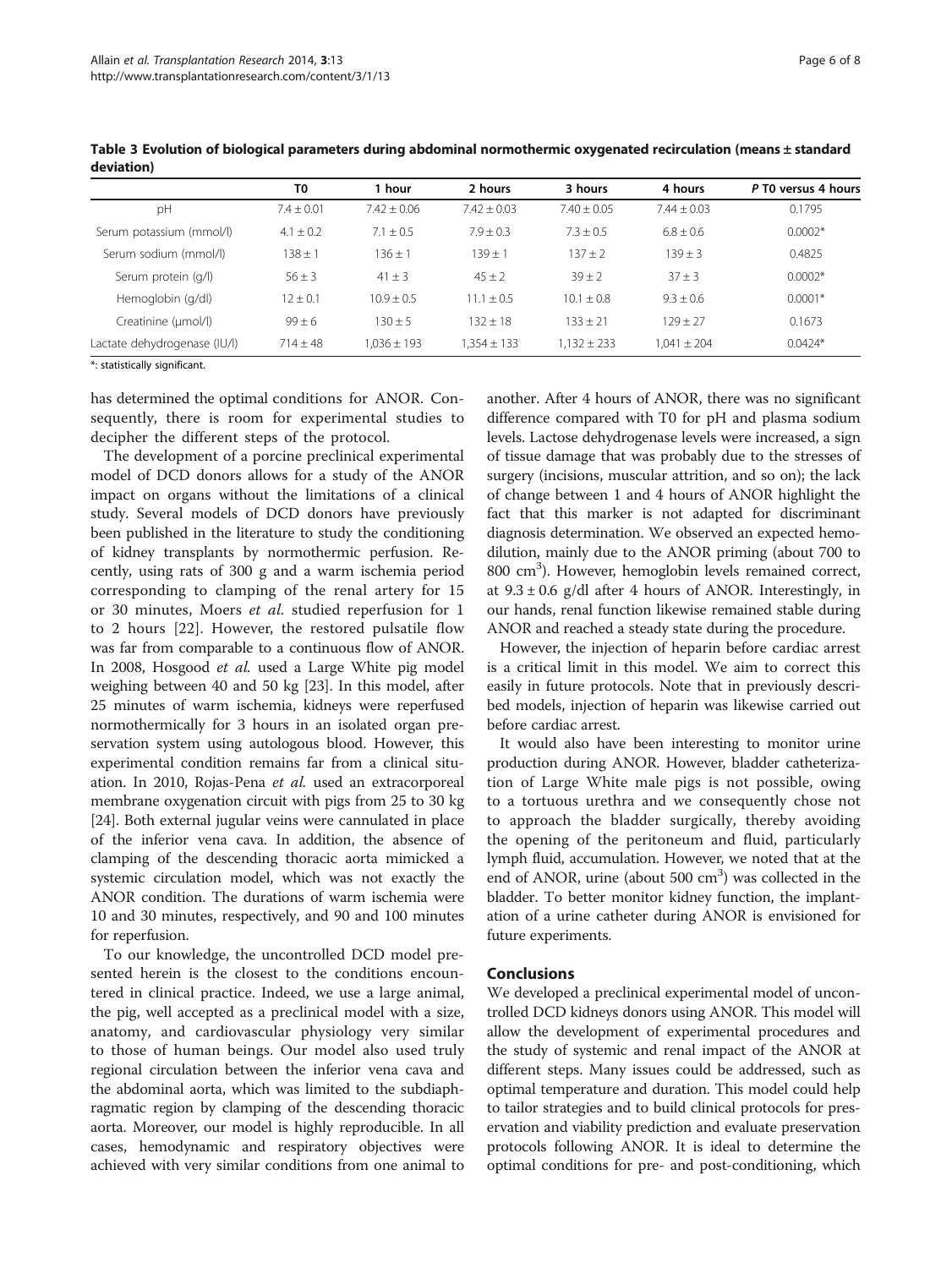**Table 3 Evolution of biological parameters during abdominal normothermic oxygenated recirculation (means ± standard deviation)**

| | T0 | 1 hour | 2 hours | 3 hours | 4 hours | *P* T0 versus 4 hours |
|---|---|---|---|---|---|---|
| pH | 7.4 ± 0.01 | 7.42 ± 0.06 | 7.42 ± 0.03 | 7.40 ± 0.05 | 7.44 ± 0.03 | 0.1795 |
| Serum potassium (mmol/l) | 4.1 ± 0.2 | 7.1 ± 0.5 | 7.9 ± 0.3 | 7.3 ± 0.5 | 6.8 ± 0.6 | 0.0002* |
| Serum sodium (mmol/l) | 138 ± 1 | 136 ± 1 | 139 ± 1 | 137 ± 2 | 139 ± 3 | 0.4825 |
| Serum protein (g/l) | 56 ± 3 | 41 ± 3 | 45 ± 2 | 39 ± 2 | 37 ± 3 | 0.0002* |
| Hemoglobin (g/dl) | 12 ± 0.1 | 10.9 ± 0.5 | 11.1 ± 0.5 | 10.1 ± 0.8 | 9.3 ± 0.6 | 0.0001* |
| Creatinine (μmol/l) | 99 ± 6 | 130 ± 5 | 132 ± 18 | 133 ± 21 | 129 ± 27 | 0.1673 |
| Lactate dehydrogenase (IU/l) | 714 ± 48 | 1,036 ± 193 | 1,354 ± 133 | 1,132 ± 233 | 1,041 ± 204 | 0.0424* |

*: statistically significant.

has determined the optimal conditions for ANOR. Consequently, there is room for experimental studies to decipher the different steps of the protocol.

The development of a porcine preclinical experimental model of DCD donors allows for a study of the ANOR impact on organs without the limitations of a clinical study. Several models of DCD donors have previously been published in the literature to study the conditioning of kidney transplants by normothermic perfusion. Recently, using rats of 300 g and a warm ischemia period corresponding to clamping of the renal artery for 15 or 30 minutes, Moers *et al.* studied reperfusion for 1 to 2 hours [22]. However, the restored pulsatile flow was far from comparable to a continuous flow of ANOR. In 2008, Hosgood *et al.* used a Large White pig model weighing between 40 and 50 kg [23]. In this model, after 25 minutes of warm ischemia, kidneys were reperfused normothermically for 3 hours in an isolated organ preservation system using autologous blood. However, this experimental condition remains far from a clinical situation. In 2010, Rojas-Pena *et al.* used an extracorporeal membrane oxygenation circuit with pigs from 25 to 30 kg [24]. Both external jugular veins were cannulated in place of the inferior vena cava. In addition, the absence of clamping of the descending thoracic aorta mimicked a systemic circulation model, which was not exactly the ANOR condition. The durations of warm ischemia were 10 and 30 minutes, respectively, and 90 and 100 minutes for reperfusion.

To our knowledge, the uncontrolled DCD model presented herein is the closest to the conditions encountered in clinical practice. Indeed, we use a large animal, the pig, well accepted as a preclinical model with a size, anatomy, and cardiovascular physiology very similar to those of human beings. Our model also used truly regional circulation between the inferior vena cava and the abdominal aorta, which was limited to the subdiaphragmatic region by clamping of the descending thoracic aorta. Moreover, our model is highly reproducible. In all cases, hemodynamic and respiratory objectives were achieved with very similar conditions from one animal to another. After 4 hours of ANOR, there was no significant difference compared with T0 for pH and plasma sodium levels. Lactose dehydrogenase levels were increased, a sign of tissue damage that was probably due to the stresses of surgery (incisions, muscular attrition, and so on); the lack of change between 1 and 4 hours of ANOR highlight the fact that this marker is not adapted for discriminant diagnosis determination. We observed an expected hemodilution, mainly due to the ANOR priming (about 700 to 800 cm$^3$). However, hemoglobin levels remained correct, at 9.3 ± 0.6 g/dl after 4 hours of ANOR. Interestingly, in our hands, renal function likewise remained stable during ANOR and reached a steady state during the procedure.

However, the injection of heparin before cardiac arrest is a critical limit in this model. We aim to correct this easily in future protocols. Note that in previously described models, injection of heparin was likewise carried out before cardiac arrest.

It would also have been interesting to monitor urine production during ANOR. However, bladder catheterization of Large White male pigs is not possible, owing to a tortuous urethra and we consequently chose not to approach the bladder surgically, thereby avoiding the opening of the peritoneum and fluid, particularly lymph fluid, accumulation. However, we noted that at the end of ANOR, urine (about 500 cm$^3$) was collected in the bladder. To better monitor kidney function, the implantation of a urine catheter during ANOR is envisioned for future experiments.

## Conclusions

We developed a preclinical experimental model of uncontrolled DCD kidneys donors using ANOR. This model will allow the development of experimental procedures and the study of systemic and renal impact of the ANOR at different steps. Many issues could be addressed, such as optimal temperature and duration. This model could help to tailor strategies and to build clinical protocols for preservation and viability prediction and evaluate preservation protocols following ANOR. It is ideal to determine the optimal conditions for pre- and post-conditioning, which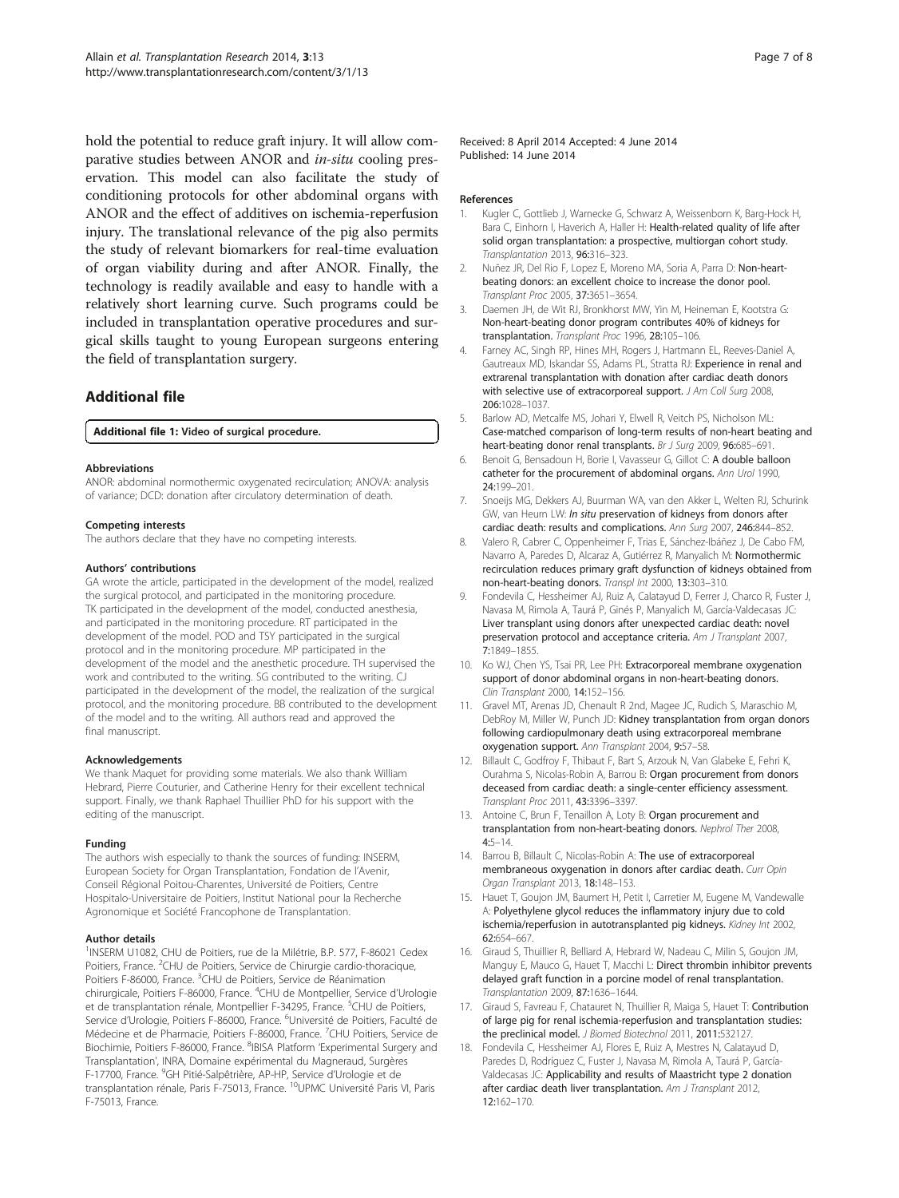hold the potential to reduce graft injury. It will allow comparative studies between ANOR and *in-situ* cooling preservation. This model can also facilitate the study of conditioning protocols for other abdominal organs with ANOR and the effect of additives on ischemia-reperfusion injury. The translational relevance of the pig also permits the study of relevant biomarkers for real-time evaluation of organ viability during and after ANOR. Finally, the technology is readily available and easy to handle with a relatively short learning curve. Such programs could be included in transplantation operative procedures and surgical skills taught to young European surgeons entering the field of transplantation surgery.

## Additional file

**Additional file 1: Video of surgical procedure.**

#### Abbreviations

ANOR: abdominal normothermic oxygenated recirculation; ANOVA: analysis of variance; DCD: donation after circulatory determination of death.

#### Competing interests

The authors declare that they have no competing interests.

#### Authors' contributions

GA wrote the article, participated in the development of the model, realized the surgical protocol, and participated in the monitoring procedure. TK participated in the development of the model, conducted anesthesia, and participated in the monitoring procedure. RT participated in the development of the model. POD and TSY participated in the surgical protocol and in the monitoring procedure. MP participated in the development of the model and the anesthetic procedure. TH supervised the work and contributed to the writing. SG contributed to the writing. CJ participated in the development of the model, the realization of the surgical protocol, and the monitoring procedure. BB contributed to the development of the model and to the writing. All authors read and approved the final manuscript.

#### Acknowledgements

We thank Maquet for providing some materials. We also thank William Hebrard, Pierre Couturier, and Catherine Henry for their excellent technical support. Finally, we thank Raphael Thuillier PhD for his support with the editing of the manuscript.

#### Funding

The authors wish especially to thank the sources of funding: INSERM, European Society for Organ Transplantation, Fondation de l'Avenir, Conseil Régional Poitou-Charentes, Université de Poitiers, Centre Hospitalo-Universitaire de Poitiers, Institut National pour la Recherche Agronomique et Société Francophone de Transplantation.

#### Author details

[1]INSERM U1082, CHU de Poitiers, rue de la Milétrie, B.P. 577, F-86021 Cedex Poitiers, France. [2]CHU de Poitiers, Service de Chirurgie cardio-thoracique, Poitiers F-86000, France. [3]CHU de Poitiers, Service de Réanimation chirurgicale, Poitiers F-86000, France. [4]CHU de Montpellier, Service d'Urologie et de transplantation rénale, Montpellier F-34295, France. [5]CHU de Poitiers, Service d'Urologie, Poitiers F-86000, France. [6]Université de Poitiers, Faculté de Médecine et de Pharmacie, Poitiers F-86000, France. [7]CHU Poitiers, Service de Biochimie, Poitiers F-86000, France. [8]IBiSA Platform 'Experimental Surgery and Transplantation', INRA, Domaine expérimental du Magneraud, Surgères F-17700, France. [9]GH Pitié-Salpêtrière, AP-HP, Service d'Urologie et de transplantation rénale, Paris F-75013, France. [10]UPMC Université Paris VI, Paris F-75013, France.

Received: 8 April 2014 Accepted: 4 June 2014
Published: 14 June 2014

#### References

1. Kugler C, Gottlieb J, Warnecke G, Schwarz A, Weissenborn K, Barg-Hock H, Bara C, Einhorn I, Haverich A, Haller H: Health-related quality of life after solid organ transplantation: a prospective, multiorgan cohort study. *Transplantation* 2013, **96:**316–323.
2. Nuñez JR, Del Rio F, Lopez E, Moreno MA, Soria A, Parra D: Non-heart-beating donors: an excellent choice to increase the donor pool. *Transplant Proc* 2005, **37:**3651–3654.
3. Daemen JH, de Wit RJ, Bronkhorst MW, Yin M, Heineman E, Kootstra G: Non-heart-beating donor program contributes 40% of kidneys for transplantation. *Transplant Proc* 1996, **28:**105–106.
4. Farney AC, Singh RP, Hines MH, Rogers J, Hartmann EL, Reeves-Daniel A, Gautreaux MD, Iskandar SS, Adams PL, Stratta RJ: Experience in renal and extrarenal transplantation with donation after cardiac death donors with selective use of extracorporeal support. *J Am Coll Surg* 2008, **206:**1028–1037.
5. Barlow AD, Metcalfe MS, Johari Y, Elwell R, Veitch PS, Nicholson ML: Case-matched comparison of long-term results of non-heart beating and heart-beating donor renal transplants. *Br J Surg* 2009, **96:**685–691.
6. Benoit G, Bensadoun H, Borie I, Vavasseur G, Gillot C: A double balloon catheter for the procurement of abdominal organs. *Ann Urol* 1990, **24:**199–201.
7. Snoeijs MG, Dekkers AJ, Buurman WA, van den Akker L, Welten RJ, Schurink GW, van Heurn LW: *In situ* preservation of kidneys from donors after cardiac death: results and complications. *Ann Surg* 2007, **246:**844–852.
8. Valero R, Cabrer C, Oppenheimer F, Trias E, Sánchez-Ibáñez J, De Cabo FM, Navarro A, Paredes D, Alcaraz A, Gutiérrez R, Manyalich M: Normothermic recirculation reduces primary graft dysfunction of kidneys obtained from non-heart-beating donors. *Transpl Int* 2000, **13:**303–310.
9. Fondevila C, Hessheimer AJ, Ruiz A, Calatayud D, Ferrer J, Charco R, Fuster J, Navasa M, Rimola A, Taurá P, Ginés P, Manyalich M, García-Valdecasas JC: Liver transplant using donors after unexpected cardiac death: novel preservation protocol and acceptance criteria. *Am J Transplant* 2007, **7:**1849–1855.
10. Ko WJ, Chen YS, Tsai PR, Lee PH: Extracorporeal membrane oxygenation support of donor abdominal organs in non-heart-beating donors. *Clin Transplant* 2000, **14:**152–156.
11. Gravel MT, Arenas JD, Chenault R 2nd, Magee JC, Rudich S, Maraschio M, DebRoy M, Miller W, Punch JD: Kidney transplantation from organ donors following cardiopulmonary death using extracorporeal membrane oxygenation support. *Ann Transplant* 2004, **9:**57–58.
12. Billault C, Godfroy F, Thibaut F, Bart S, Arzouk N, Van Glabeke E, Fehri K, Ourahma S, Nicolas-Robin A, Barrou B: Organ procurement from donors deceased from cardiac death: a single-center efficiency assessment. *Transplant Proc* 2011, **43:**3396–3397.
13. Antoine C, Brun F, Tenaillon A, Loty B: Organ procurement and transplantation from non-heart-beating donors. *Nephrol Ther* 2008, **4:**5–14.
14. Barrou B, Billault C, Nicolas-Robin A: The use of extracorporeal membraneous oxygenation in donors after cardiac death. *Curr Opin Organ Transplant* 2013, **18:**148–153.
15. Hauet T, Goujon JM, Baumert H, Petit I, Carretier M, Eugene M, Vandewalle A: Polyethylene glycol reduces the inflammatory injury due to cold ischemia/reperfusion in autotransplanted pig kidneys. *Kidney Int* 2002, **62:**654–667.
16. Giraud S, Thuillier R, Belliard A, Hebrard W, Nadeau C, Milin S, Goujon JM, Manguy E, Mauco G, Hauet T, Macchi L: Direct thrombin inhibitor prevents delayed graft function in a porcine model of renal transplantation. *Transplantation* 2009, **87:**1636–1644.
17. Giraud S, Favreau F, Chatauret N, Thuillier R, Maiga S, Hauet T: Contribution of large pig for renal ischemia-reperfusion and transplantation studies: the preclinical model. *J Biomed Biotechnol* 2011, **2011:**532127.
18. Fondevila C, Hessheimer AJ, Flores E, Ruiz A, Mestres N, Calatayud D, Paredes D, Rodríguez C, Fuster J, Navasa M, Rimola A, Taurá P, García-Valdecasas JC: Applicability and results of Maastricht type 2 donation after cardiac death liver transplantation. *Am J Transplant* 2012, **12:**162–170.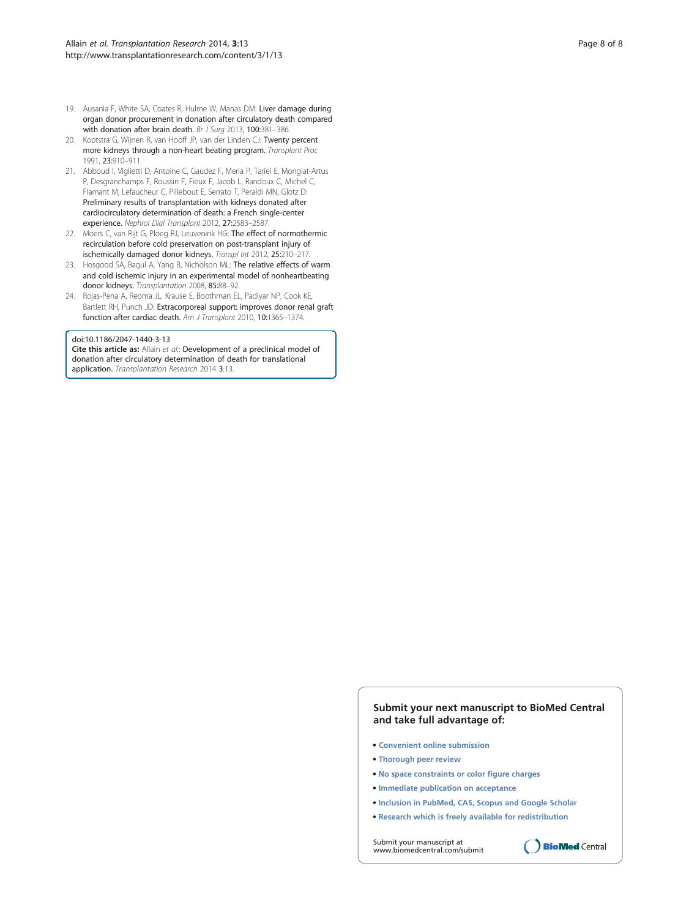19. Ausania F, White SA, Coates R, Hulme W, Manas DM: **Liver damage during organ donor procurement in donation after circulatory death compared with donation after brain death.** *Br J Surg* 2013, **100:**381–386.
20. Kootstra G, Wijnen R, van Hooff JP, van der Linden CJ: **Twenty percent more kidneys through a non-heart beating program.** *Transplant Proc* 1991, **23:**910–911.
21. Abboud I, Viglietti D, Antoine C, Gaudez F, Meria P, Tariel E, Mongiat-Artus P, Desgranchamps F, Roussin F, Fieux F, Jacob L, Randoux C, Michel C, Flamant M, Lefaucheur C, Pillebout E, Serrato T, Peraldi MN, Glotz D: **Preliminary results of transplantation with kidneys donated after cardiocirculatory determination of death: a French single-center experience.** *Nephrol Dial Transplant* 2012, **27:**2583–2587.
22. Moers C, van Rijt G, Ploeg RJ, Leuvenink HG: **The effect of normothermic recirculation before cold preservation on post-transplant injury of ischemically damaged donor kidneys.** *Transpl Int* 2012, **25:**210–217.
23. Hosgood SA, Bagul A, Yang B, Nicholson ML: **The relative effects of warm and cold ischemic injury in an experimental model of nonheartbeating donor kidneys.** *Transplantation* 2008, **85:**88–92.
24. Rojas-Pena A, Reoma JL, Krause E, Boothman EL, Padiyar NP, Cook KE, Bartlett RH, Punch JD: **Extracorporeal support: improves donor renal graft function after cardiac death.** *Am J Transplant* 2010, **10:**1365–1374.

doi:10.1186/2047-1440-3-13

**Cite this article as:** Allain *et al.*: Development of a preclinical model of donation after circulatory determination of death for translational application. *Transplantation Research* 2014 **3**:13.

**Submit your next manuscript to BioMed Central and take full advantage of:**

- **Convenient online submission**
- **Thorough peer review**
- **No space constraints or color figure charges**
- **Immediate publication on acceptance**
- **Inclusion in PubMed, CAS, Scopus and Google Scholar**
- **Research which is freely available for redistribution**

Submit your manuscript at
www.biomedcentral.com/submit

BioMed Central